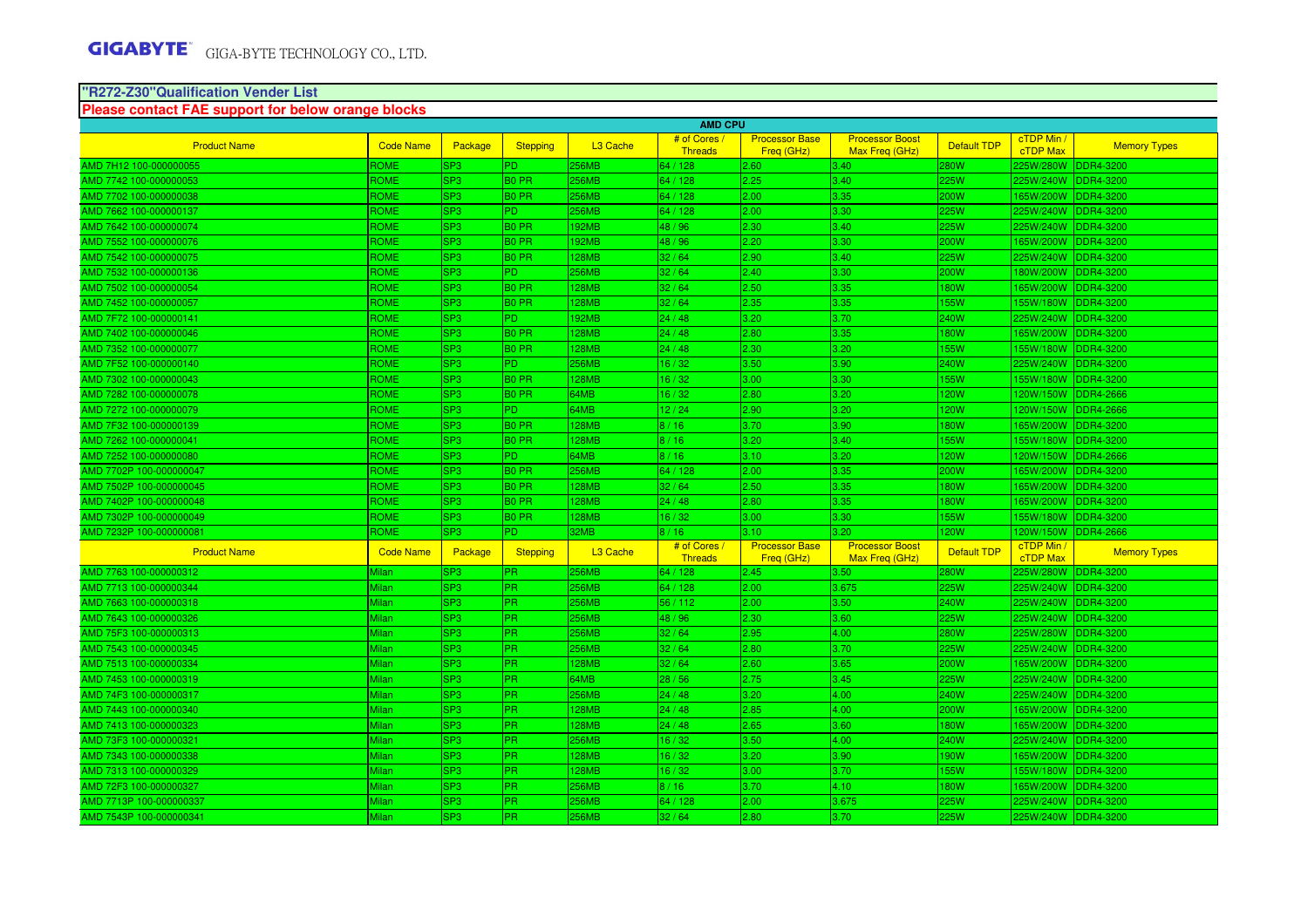GIGABYTE GIGA-BYTE TECHNOLOGY CO., LTD.

## "R272-Z30"Qualification Vender List

**Please contact FAE support for below orange blocks**

| AMD CPU | | | | | | | | | | |
|---|---|---|---|---|---|---|---|---|---|---|
| Product Name | Code Name | Package | Stepping | L3 Cache | # of Cores / Threads | Processor Base Freq (GHz) | Processor Boost Max Freq (GHz) | Default TDP | cTDP Min / cTDP Max | Memory Types |
| AMD 7H12 100-000000055 | ROME | SP3 | PD | 256MB | 64 / 128 | 2.60 | 3.40 | 280W | 225W/280W | DDR4-3200 |
| AMD 7742 100-000000053 | ROME | SP3 | B0 PR | 256MB | 64 / 128 | 2.25 | 3.40 | 225W | 225W/240W | DDR4-3200 |
| AMD 7702 100-000000038 | ROME | SP3 | B0 PR | 256MB | 64 / 128 | 2.00 | 3.35 | 200W | 165W/200W | DDR4-3200 |
| AMD 7662 100-000000137 | ROME | SP3 | PD | 256MB | 64 / 128 | 2.00 | 3.30 | 225W | 225W/240W | DDR4-3200 |
| AMD 7642 100-000000074 | ROME | SP3 | B0 PR | 192MB | 48 / 96 | 2.30 | 3.40 | 225W | 225W/240W | DDR4-3200 |
| AMD 7552 100-000000076 | ROME | SP3 | B0 PR | 192MB | 48 / 96 | 2.20 | 3.30 | 200W | 165W/200W | DDR4-3200 |
| AMD 7542 100-000000075 | ROME | SP3 | B0 PR | 128MB | 32 / 64 | 2.90 | 3.40 | 225W | 225W/240W | DDR4-3200 |
| AMD 7532 100-000000136 | ROME | SP3 | PD | 256MB | 32 / 64 | 2.40 | 3.30 | 200W | 180W/200W | DDR4-3200 |
| AMD 7502 100-000000054 | ROME | SP3 | B0 PR | 128MB | 32 / 64 | 2.50 | 3.35 | 180W | 165W/200W | DDR4-3200 |
| AMD 7452 100-000000057 | ROME | SP3 | B0 PR | 128MB | 32 / 64 | 2.35 | 3.35 | 155W | 155W/180W | DDR4-3200 |
| AMD 7F72 100-000000141 | ROME | SP3 | PD | 192MB | 24 / 48 | 3.20 | 3.70 | 240W | 225W/240W | DDR4-3200 |
| AMD 7402 100-000000046 | ROME | SP3 | B0 PR | 128MB | 24 / 48 | 2.80 | 3.35 | 180W | 165W/200W | DDR4-3200 |
| AMD 7352 100-000000077 | ROME | SP3 | B0 PR | 128MB | 24 / 48 | 2.30 | 3.20 | 155W | 155W/180W | DDR4-3200 |
| AMD 7F52 100-000000140 | ROME | SP3 | PD | 256MB | 16 / 32 | 3.50 | 3.90 | 240W | 225W/240W | DDR4-3200 |
| AMD 7302 100-000000043 | ROME | SP3 | B0 PR | 128MB | 16 / 32 | 3.00 | 3.30 | 155W | 155W/180W | DDR4-3200 |
| AMD 7282 100-000000078 | ROME | SP3 | B0 PR | 64MB | 16 / 32 | 2.80 | 3.20 | 120W | 120W/150W | DDR4-2666 |
| AMD 7272 100-000000079 | ROME | SP3 | PD | 64MB | 12 / 24 | 2.90 | 3.20 | 120W | 120W/150W | DDR4-2666 |
| AMD 7F32 100-000000139 | ROME | SP3 | B0 PR | 128MB | 8 / 16 | 3.70 | 3.90 | 180W | 165W/200W | DDR4-3200 |
| AMD 7262 100-000000041 | ROME | SP3 | B0 PR | 128MB | 8 / 16 | 3.20 | 3.40 | 155W | 155W/180W | DDR4-3200 |
| AMD 7252 100-000000080 | ROME | SP3 | PD | 64MB | 8 / 16 | 3.10 | 3.20 | 120W | 120W/150W | DDR4-2666 |
| AMD 7702P 100-000000047 | ROME | SP3 | B0 PR | 256MB | 64 / 128 | 2.00 | 3.35 | 200W | 165W/200W | DDR4-3200 |
| AMD 7502P 100-000000045 | ROME | SP3 | B0 PR | 128MB | 32 / 64 | 2.50 | 3.35 | 180W | 165W/200W | DDR4-3200 |
| AMD 7402P 100-000000048 | ROME | SP3 | B0 PR | 128MB | 24 / 48 | 2.80 | 3.35 | 180W | 165W/200W | DDR4-3200 |
| AMD 7302P 100-000000049 | ROME | SP3 | B0 PR | 128MB | 16 / 32 | 3.00 | 3.30 | 155W | 155W/180W | DDR4-3200 |
| AMD 7232P 100-000000081 | ROME | SP3 | PD | 32MB | 8 / 16 | 3.10 | 3.20 | 120W | 120W/150W | DDR4-2666 |
| Product Name | Code Name | Package | Stepping | L3 Cache | # of Cores / Threads | Processor Base Freq (GHz) | Processor Boost Max Freq (GHz) | Default TDP | cTDP Min / cTDP Max | Memory Types |
| AMD 7763 100-000000312 | Milan | SP3 | PR | 256MB | 64 / 128 | 2.45 | 3.50 | 280W | 225W/280W | DDR4-3200 |
| AMD 7713 100-000000344 | Milan | SP3 | PR | 256MB | 64 / 128 | 2.00 | 3.675 | 225W | 225W/240W | DDR4-3200 |
| AMD 7663 100-000000318 | Milan | SP3 | PR | 256MB | 56 / 112 | 2.00 | 3.50 | 240W | 225W/240W | DDR4-3200 |
| AMD 7643 100-000000326 | Milan | SP3 | PR | 256MB | 48 / 96 | 2.30 | 3.60 | 225W | 225W/240W | DDR4-3200 |
| AMD 75F3 100-000000313 | Milan | SP3 | PR | 256MB | 32 / 64 | 2.95 | 4.00 | 280W | 225W/280W | DDR4-3200 |
| AMD 7543 100-000000345 | Milan | SP3 | PR | 256MB | 32 / 64 | 2.80 | 3.70 | 225W | 225W/240W | DDR4-3200 |
| AMD 7513 100-000000334 | Milan | SP3 | PR | 128MB | 32 / 64 | 2.60 | 3.65 | 200W | 165W/200W | DDR4-3200 |
| AMD 7453 100-000000319 | Milan | SP3 | PR | 64MB | 28 / 56 | 2.75 | 3.45 | 225W | 225W/240W | DDR4-3200 |
| AMD 74F3 100-000000317 | Milan | SP3 | PR | 256MB | 24 / 48 | 3.20 | 4.00 | 240W | 225W/240W | DDR4-3200 |
| AMD 7443 100-000000340 | Milan | SP3 | PR | 128MB | 24 / 48 | 2.85 | 4.00 | 200W | 165W/200W | DDR4-3200 |
| AMD 7413 100-000000323 | Milan | SP3 | PR | 128MB | 24 / 48 | 2.65 | 3.60 | 180W | 165W/200W | DDR4-3200 |
| AMD 73F3 100-000000321 | Milan | SP3 | PR | 256MB | 16 / 32 | 3.50 | 4.00 | 240W | 225W/240W | DDR4-3200 |
| AMD 7343 100-000000338 | Milan | SP3 | PR | 128MB | 16 / 32 | 3.20 | 3.90 | 190W | 165W/200W | DDR4-3200 |
| AMD 7313 100-000000329 | Milan | SP3 | PR | 128MB | 16 / 32 | 3.00 | 3.70 | 155W | 155W/180W | DDR4-3200 |
| AMD 72F3 100-000000327 | Milan | SP3 | PR | 256MB | 8 / 16 | 3.70 | 4.10 | 180W | 165W/200W | DDR4-3200 |
| AMD 7713P 100-000000337 | Milan | SP3 | PR | 256MB | 64 / 128 | 2.00 | 3.675 | 225W | 225W/240W | DDR4-3200 |
| AMD 7543P 100-000000341 | Milan | SP3 | PR | 256MB | 32 / 64 | 2.80 | 3.70 | 225W | 225W/240W | DDR4-3200 |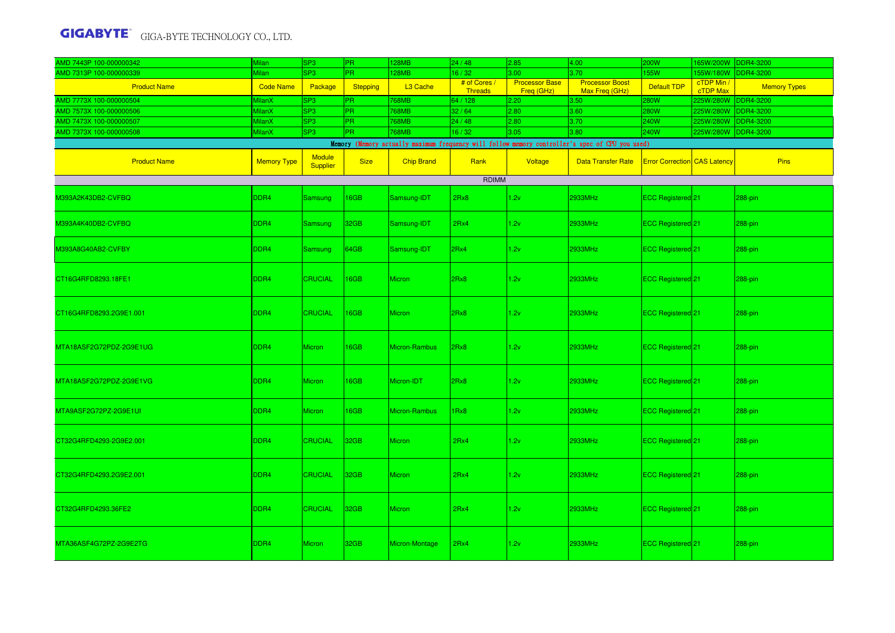| AMD 7443P 100-000000342 | Milan | SP3 | PR | 128MB | 24 / 48 | 2.85 | 4.00 | 200W | 165W/200W | DDR4-3200 |
|---|---|---|---|---|---|---|---|---|---|---|
| AMD 7313P 100-000000339 | Milan | SP3 | PR | 128MB | 16 / 32 | 3.00 | 3.70 | 155W | 155W/180W | DDR4-3200 |
| Product Name | Code Name | Package | Stepping | L3 Cache | # of Cores / Threads | Processor Base Freq (GHz) | Processor Boost Max Freq (GHz) | Default TDP | cTDP Min / cTDP Max | Memory Types |
| AMD 7773X 100-000000504 | MilanX | SP3 | PR | 768MB | 64 / 128 | 2.20 | 3.50 | 280W | 225W/280W | DDR4-3200 |
| AMD 7573X 100-000000506 | MilanX | SP3 | PR | 768MB | 32 / 64 | 2.80 | 3.60 | 280W | 225W/280W | DDR4-3200 |
| AMD 7473X 100-000000507 | MilanX | SP3 | PR | 768MB | 24 / 48 | 2.80 | 3.70 | 240W | 225W/280W | DDR4-3200 |
| AMD 7373X 100-000000508 | MilanX | SP3 | PR | 768MB | 16 / 32 | 3.05 | 3.80 | 240W | 225W/280W | DDR4-3200 |

Memory (Memory actually maximum frequency will follow memory controller's spec of CPU you used)

| Product Name | Memory Type | Module Supplier | Size | Chip Brand | Rank | Voltage | Data Transfer Rate | Error Correction | CAS Latency | Pins |
|---|---|---|---|---|---|---|---|---|---|---|
| RDIMM | | | | | | | | | | |
| M393A2K43DB2-CVFBQ | DDR4 | Samsung | 16GB | Samsung-IDT | 2Rx8 | 1.2v | 2933MHz | ECC Registered | 21 | 288-pin |
| M393A4K40DB2-CVFBQ | DDR4 | Samsung | 32GB | Samsung-IDT | 2Rx4 | 1.2v | 2933MHz | ECC Registered | 21 | 288-pin |
| M393A8G40AB2-CVFBY | DDR4 | Samsung | 64GB | Samsung-IDT | 2Rx4 | 1.2v | 2933MHz | ECC Registered | 21 | 288-pin |
| CT16G4RFD8293.18FE1 | DDR4 | CRUCIAL | 16GB | Micron | 2Rx8 | 1.2v | 2933MHz | ECC Registered | 21 | 288-pin |
| CT16G4RFD8293.2G9E1.001 | DDR4 | CRUCIAL | 16GB | Micron | 2Rx8 | 1.2v | 2933MHz | ECC Registered | 21 | 288-pin |
| MTA18ASF2G72PDZ-2G9E1UG | DDR4 | Micron | 16GB | Micron-Rambus | 2Rx8 | 1.2v | 2933MHz | ECC Registered | 21 | 288-pin |
| MTA18ASF2G72PDZ-2G9E1VG | DDR4 | Micron | 16GB | Micron-IDT | 2Rx8 | 1.2v | 2933MHz | ECC Registered | 21 | 288-pin |
| MTA9ASF2G72PZ-2G9E1UI | DDR4 | Micron | 16GB | Micron-Rambus | 1Rx8 | 1.2v | 2933MHz | ECC Registered | 21 | 288-pin |
| CT32G4RFD4293-2G9E2.001 | DDR4 | CRUCIAL | 32GB | Micron | 2Rx4 | 1.2v | 2933MHz | ECC Registered | 21 | 288-pin |
| CT32G4RFD4293.2G9E2.001 | DDR4 | CRUCIAL | 32GB | Micron | 2Rx4 | 1.2v | 2933MHz | ECC Registered | 21 | 288-pin |
| CT32G4RFD4293.36FE2 | DDR4 | CRUCIAL | 32GB | Micron | 2Rx4 | 1.2v | 2933MHz | ECC Registered | 21 | 288-pin |
| MTA36ASF4G72PZ-2G9E2TG | DDR4 | Micron | 32GB | Micron-Montage | 2Rx4 | 1.2v | 2933MHz | ECC Registered | 21 | 288-pin |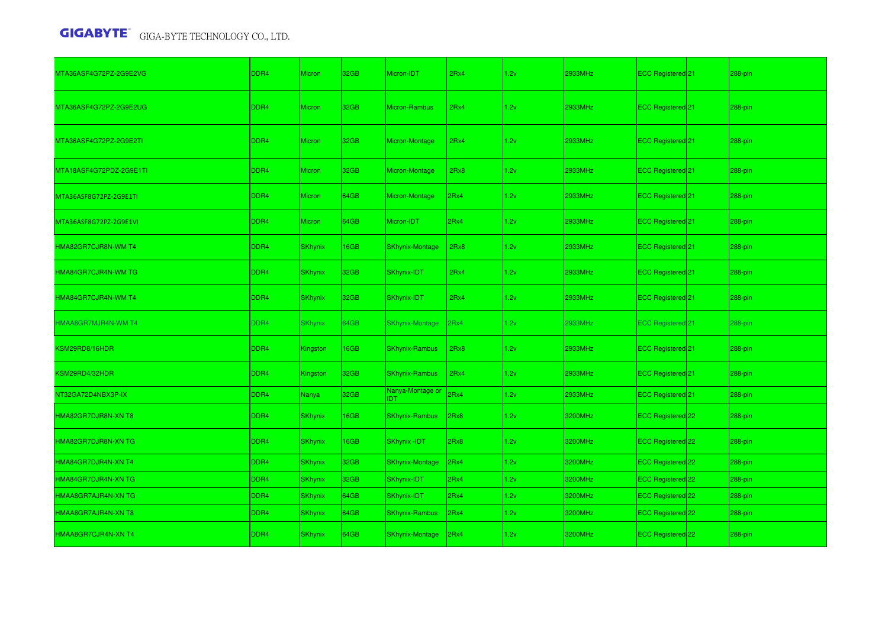| | | | | | | | | | | |
|---|---|---|---|---|---|---|---|---|---|---|
| MTA36ASF4G72PZ-2G9E2VG | DDR4 | Micron | 32GB | Micron-IDT | 2Rx4 | 1.2v | 2933MHz | ECC Registered | 21 | 288-pin |
| MTA36ASF4G72PZ-2G9E2UG | DDR4 | Micron | 32GB | Micron-Rambus | 2Rx4 | 1.2v | 2933MHz | ECC Registered | 21 | 288-pin |
| MTA36ASF4G72PZ-2G9E2TI | DDR4 | Micron | 32GB | Micron-Montage | 2Rx4 | 1.2v | 2933MHz | ECC Registered | 21 | 288-pin |
| MTA18ASF4G72PDZ-2G9E1TI | DDR4 | Micron | 32GB | Micron-Montage | 2Rx8 | 1.2v | 2933MHz | ECC Registered | 21 | 288-pin |
| MTA36ASF8G72PZ-2G9E1TI | DDR4 | Micron | 64GB | Micron-Montage | 2Rx4 | 1.2v | 2933MHz | ECC Registered | 21 | 288-pin |
| MTA36ASF8G72PZ-2G9E1VI | DDR4 | Micron | 64GB | Micron-IDT | 2Rx4 | 1.2v | 2933MHz | ECC Registered | 21 | 288-pin |
| HMA82GR7CJR8N-WM T4 | DDR4 | SKhynix | 16GB | SKhynix-Montage | 2Rx8 | 1.2v | 2933MHz | ECC Registered | 21 | 288-pin |
| HMA84GR7CJR4N-WM TG | DDR4 | SKhynix | 32GB | SKhynix-IDT | 2Rx4 | 1.2v | 2933MHz | ECC Registered | 21 | 288-pin |
| HMA84GR7CJR4N-WM T4 | DDR4 | SKhynix | 32GB | SKhynix-IDT | 2Rx4 | 1.2v | 2933MHz | ECC Registered | 21 | 288-pin |
| HMAA8GR7MJR4N-WM T4 | DDR4 | SKhynix | 64GB | SKhynix-Montage | 2Rx4 | 1.2v | 2933MHz | ECC Registered | 21 | 288-pin |
| KSM29RD8/16HDR | DDR4 | Kingston | 16GB | SKhynix-Rambus | 2Rx8 | 1.2v | 2933MHz | ECC Registered | 21 | 288-pin |
| KSM29RD4/32HDR | DDR4 | Kingston | 32GB | SKhynix-Rambus | 2Rx4 | 1.2v | 2933MHz | ECC Registered | 21 | 288-pin |
| NT32GA72D4NBX3P-IX | DDR4 | Nanya | 32GB | Nanya-Montage or IDT | 2Rx4 | 1.2v | 2933MHz | ECC Registered | 21 | 288-pin |
| HMA82GR7DJR8N-XN T8 | DDR4 | SKhynix | 16GB | SKhynix-Rambus | 2Rx8 | 1.2v | 3200MHz | ECC Registered | 22 | 288-pin |
| HMA82GR7DJR8N-XN TG | DDR4 | SKhynix | 16GB | SKhynix -IDT | 2Rx8 | 1.2v | 3200MHz | ECC Registered | 22 | 288-pin |
| HMA84GR7DJR4N-XN T4 | DDR4 | SKhynix | 32GB | SKhynix-Montage | 2Rx4 | 1.2v | 3200MHz | ECC Registered | 22 | 288-pin |
| HMA84GR7DJR4N-XN TG | DDR4 | SKhynix | 32GB | SKhynix-IDT | 2Rx4 | 1.2v | 3200MHz | ECC Registered | 22 | 288-pin |
| HMAA8GR7AJR4N-XN TG | DDR4 | SKhynix | 64GB | SKhynix-IDT | 2Rx4 | 1.2v | 3200MHz | ECC Registered | 22 | 288-pin |
| HMAA8GR7AJR4N-XN T8 | DDR4 | SKhynix | 64GB | SKhynix-Rambus | 2Rx4 | 1.2v | 3200MHz | ECC Registered | 22 | 288-pin |
| HMAA8GR7CJR4N-XN T4 | DDR4 | SKhynix | 64GB | SKhynix-Montage | 2Rx4 | 1.2v | 3200MHz | ECC Registered | 22 | 288-pin |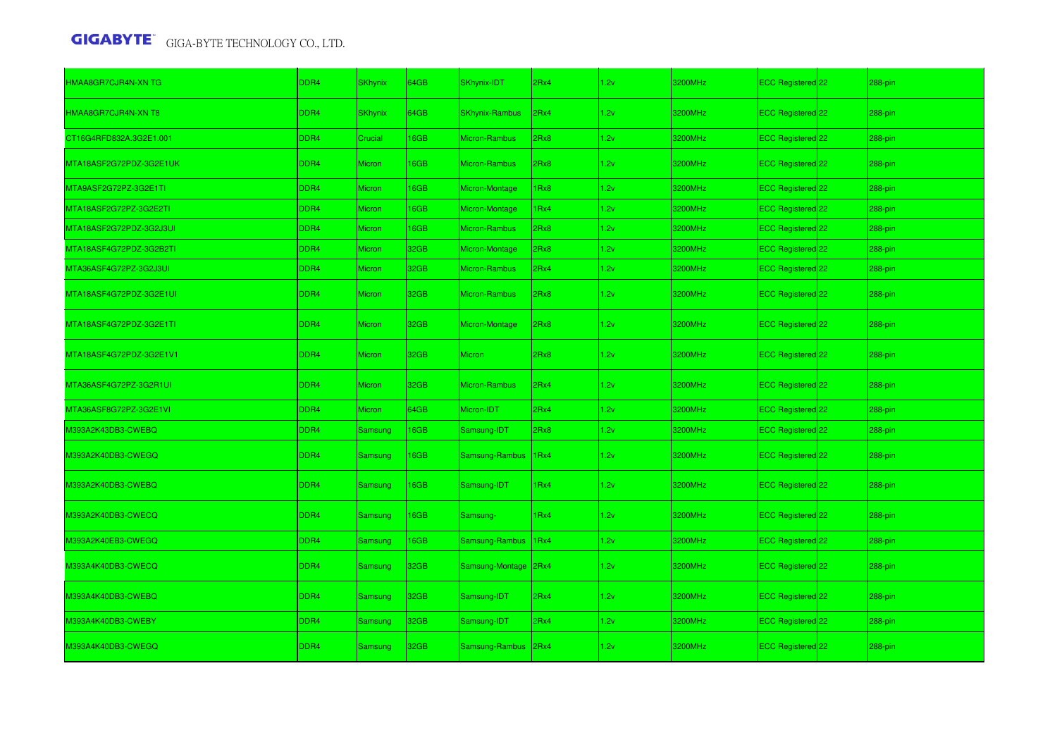| | | | | | | | | | |
|---|---|---|---|---|---|---|---|---|---|
| HMAA8GR7CJR4N-XN TG | DDR4 | SKhynix | 64GB | SKhynix-IDT | 2Rx4 | 1.2v | 3200MHz | ECC Registered | 22 | 288-pin |
| HMAA8GR7CJR4N-XN T8 | DDR4 | SKhynix | 64GB | SKhynix-Rambus | 2Rx4 | 1.2v | 3200MHz | ECC Registered | 22 | 288-pin |
| CT16G4RFD832A.3G2E1.001 | DDR4 | Crucial | 16GB | Micron-Rambus | 2Rx8 | 1.2v | 3200MHz | ECC Registered | 22 | 288-pin |
| MTA18ASF2G72PDZ-3G2E1UK | DDR4 | Micron | 16GB | Micron-Rambus | 2Rx8 | 1.2v | 3200MHz | ECC Registered | 22 | 288-pin |
| MTA9ASF2G72PZ-3G2E1TI | DDR4 | Micron | 16GB | Micron-Montage | 1Rx8 | 1.2v | 3200MHz | ECC Registered | 22 | 288-pin |
| MTA18ASF2G72PZ-3G2E2TI | DDR4 | Micron | 16GB | Micron-Montage | 1Rx4 | 1.2v | 3200MHz | ECC Registered | 22 | 288-pin |
| MTA18ASF2G72PDZ-3G2J3UI | DDR4 | Micron | 16GB | Micron-Rambus | 2Rx8 | 1.2v | 3200MHz | ECC Registered | 22 | 288-pin |
| MTA18ASF4G72PDZ-3G2B2TI | DDR4 | Micron | 32GB | Micron-Montage | 2Rx8 | 1.2v | 3200MHz | ECC Registered | 22 | 288-pin |
| MTA36ASF4G72PZ-3G2J3UI | DDR4 | Micron | 32GB | Micron-Rambus | 2Rx4 | 1.2v | 3200MHz | ECC Registered | 22 | 288-pin |
| MTA18ASF4G72PDZ-3G2E1UI | DDR4 | Micron | 32GB | Micron-Rambus | 2Rx8 | 1.2v | 3200MHz | ECC Registered | 22 | 288-pin |
| MTA18ASF4G72PDZ-3G2E1TI | DDR4 | Micron | 32GB | Micron-Montage | 2Rx8 | 1.2v | 3200MHz | ECC Registered | 22 | 288-pin |
| MTA18ASF4G72PDZ-3G2E1V1 | DDR4 | Micron | 32GB | Micron | 2Rx8 | 1.2v | 3200MHz | ECC Registered | 22 | 288-pin |
| MTA36ASF4G72PZ-3G2R1UI | DDR4 | Micron | 32GB | Micron-Rambus | 2Rx4 | 1.2v | 3200MHz | ECC Registered | 22 | 288-pin |
| MTA36ASF8G72PZ-3G2E1VI | DDR4 | Micron | 64GB | Micron-IDT | 2Rx4 | 1.2v | 3200MHz | ECC Registered | 22 | 288-pin |
| M393A2K43DB3-CWEBQ | DDR4 | Samsung | 16GB | Samsung-IDT | 2Rx8 | 1.2v | 3200MHz | ECC Registered | 22 | 288-pin |
| M393A2K40DB3-CWEGQ | DDR4 | Samsung | 16GB | Samsung-Rambus | 1Rx4 | 1.2v | 3200MHz | ECC Registered | 22 | 288-pin |
| M393A2K40DB3-CWEBQ | DDR4 | Samsung | 16GB | Samsung-IDT | 1Rx4 | 1.2v | 3200MHz | ECC Registered | 22 | 288-pin |
| M393A2K40DB3-CWECQ | DDR4 | Samsung | 16GB | Samsung- | 1Rx4 | 1.2v | 3200MHz | ECC Registered | 22 | 288-pin |
| M393A2K40EB3-CWEGQ | DDR4 | Samsung | 16GB | Samsung-Rambus | 1Rx4 | 1.2v | 3200MHz | ECC Registered | 22 | 288-pin |
| M393A4K40DB3-CWECQ | DDR4 | Samsung | 32GB | Samsung-Montage | 2Rx4 | 1.2v | 3200MHz | ECC Registered | 22 | 288-pin |
| M393A4K40DB3-CWEBQ | DDR4 | Samsung | 32GB | Samsung-IDT | 2Rx4 | 1.2v | 3200MHz | ECC Registered | 22 | 288-pin |
| M393A4K40DB3-CWEBY | DDR4 | Samsung | 32GB | Samsung-IDT | 2Rx4 | 1.2v | 3200MHz | ECC Registered | 22 | 288-pin |
| M393A4K40DB3-CWEGQ | DDR4 | Samsung | 32GB | Samsung-Rambus | 2Rx4 | 1.2v | 3200MHz | ECC Registered | 22 | 288-pin |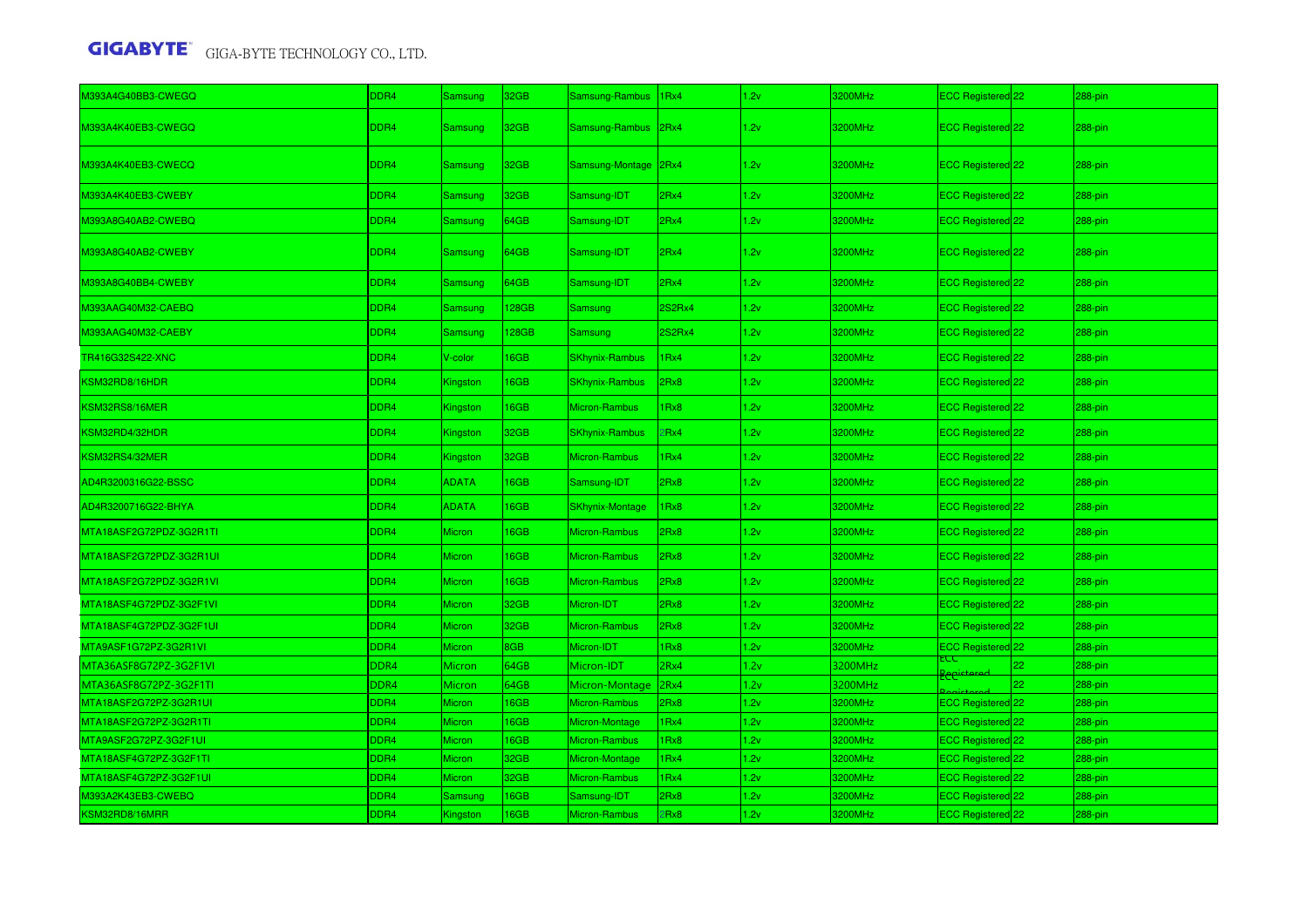| M393A4G40BB3-CWEGQ | DDR4 | Samsung | 32GB | Samsung-Rambus | 1Rx4 | 1.2v | 3200MHz | ECC Registered | 22 | 288-pin |
|---|---|---|---|---|---|---|---|---|---|---|
| M393A4K40EB3-CWEGQ | DDR4 | Samsung | 32GB | Samsung-Rambus | 2Rx4 | 1.2v | 3200MHz | ECC Registered | 22 | 288-pin |
| M393A4K40EB3-CWECQ | DDR4 | Samsung | 32GB | Samsung-Montage | 2Rx4 | 1.2v | 3200MHz | ECC Registered | 22 | 288-pin |
| M393A4K40EB3-CWEBY | DDR4 | Samsung | 32GB | Samsung-IDT | 2Rx4 | 1.2v | 3200MHz | ECC Registered | 22 | 288-pin |
| M393A8G40AB2-CWEBQ | DDR4 | Samsung | 64GB | Samsung-IDT | 2Rx4 | 1.2v | 3200MHz | ECC Registered | 22 | 288-pin |
| M393A8G40AB2-CWEBY | DDR4 | Samsung | 64GB | Samsung-IDT | 2Rx4 | 1.2v | 3200MHz | ECC Registered | 22 | 288-pin |
| M393A8G40BB4-CWEBY | DDR4 | Samsung | 64GB | Samsung-IDT | 2Rx4 | 1.2v | 3200MHz | ECC Registered | 22 | 288-pin |
| M393AAG40M32-CAEBQ | DDR4 | Samsung | 128GB | Samsung | 2S2Rx4 | 1.2v | 3200MHz | ECC Registered | 22 | 288-pin |
| M393AAG40M32-CAEBY | DDR4 | Samsung | 128GB | Samsung | 2S2Rx4 | 1.2v | 3200MHz | ECC Registered | 22 | 288-pin |
| TR416G32S422-XNC | DDR4 | V-color | 16GB | SKhynix-Rambus | 1Rx4 | 1.2v | 3200MHz | ECC Registered | 22 | 288-pin |
| KSM32RD8/16HDR | DDR4 | Kingston | 16GB | SKhynix-Rambus | 2Rx8 | 1.2v | 3200MHz | ECC Registered | 22 | 288-pin |
| KSM32RS8/16MER | DDR4 | Kingston | 16GB | Micron-Rambus | 1Rx8 | 1.2v | 3200MHz | ECC Registered | 22 | 288-pin |
| KSM32RD4/32HDR | DDR4 | Kingston | 32GB | SKhynix-Rambus | 2Rx4 | 1.2v | 3200MHz | ECC Registered | 22 | 288-pin |
| KSM32RS4/32MER | DDR4 | Kingston | 32GB | Micron-Rambus | 1Rx4 | 1.2v | 3200MHz | ECC Registered | 22 | 288-pin |
| AD4R3200316G22-BSSC | DDR4 | ADATA | 16GB | Samsung-IDT | 2Rx8 | 1.2v | 3200MHz | ECC Registered | 22 | 288-pin |
| AD4R3200716G22-BHYA | DDR4 | ADATA | 16GB | SKhynix-Montage | 1Rx8 | 1.2v | 3200MHz | ECC Registered | 22 | 288-pin |
| MTA18ASF2G72PDZ-3G2R1TI | DDR4 | Micron | 16GB | Micron-Rambus | 2Rx8 | 1.2v | 3200MHz | ECC Registered | 22 | 288-pin |
| MTA18ASF2G72PDZ-3G2R1UI | DDR4 | Micron | 16GB | Micron-Rambus | 2Rx8 | 1.2v | 3200MHz | ECC Registered | 22 | 288-pin |
| MTA18ASF2G72PDZ-3G2R1VI | DDR4 | Micron | 16GB | Micron-Rambus | 2Rx8 | 1.2v | 3200MHz | ECC Registered | 22 | 288-pin |
| MTA18ASF4G72PDZ-3G2F1VI | DDR4 | Micron | 32GB | Micron-IDT | 2Rx8 | 1.2v | 3200MHz | ECC Registered | 22 | 288-pin |
| MTA18ASF4G72PDZ-3G2F1UI | DDR4 | Micron | 32GB | Micron-Rambus | 2Rx8 | 1.2v | 3200MHz | ECC Registered | 22 | 288-pin |
| MTA9ASF1G72PZ-3G2R1VI | DDR4 | Micron | 8GB | Micron-IDT | 1Rx8 | 1.2v | 3200MHz | ECC Registered | 22 | 288-pin |
| MTA36ASF8G72PZ-3G2F1VI | DDR4 | Micron | 64GB | Micron-IDT | 2Rx4 | 1.2v | 3200MHz | ECC Registered | 22 | 288-pin |
| MTA36ASF8G72PZ-3G2F1TI | DDR4 | Micron | 64GB | Micron-Montage | 2Rx4 | 1.2v | 3200MHz | ECC Registered | 22 | 288-pin |
| MTA18ASF2G72PZ-3G2R1UI | DDR4 | Micron | 16GB | Micron-Rambus | 2Rx8 | 1.2v | 3200MHz | ECC Registered | 22 | 288-pin |
| MTA18ASF2G72PZ-3G2R1TI | DDR4 | Micron | 16GB | Micron-Montage | 1Rx4 | 1.2v | 3200MHz | ECC Registered | 22 | 288-pin |
| MTA9ASF2G72PZ-3G2F1UI | DDR4 | Micron | 16GB | Micron-Rambus | 1Rx8 | 1.2v | 3200MHz | ECC Registered | 22 | 288-pin |
| MTA18ASF4G72PZ-3G2F1TI | DDR4 | Micron | 32GB | Micron-Montage | 1Rx4 | 1.2v | 3200MHz | ECC Registered | 22 | 288-pin |
| MTA18ASF4G72PZ-3G2F1UI | DDR4 | Micron | 32GB | Micron-Rambus | 1Rx4 | 1.2v | 3200MHz | ECC Registered | 22 | 288-pin |
| M393A2K43EB3-CWEBQ | DDR4 | Samsung | 16GB | Samsung-IDT | 2Rx8 | 1.2v | 3200MHz | ECC Registered | 22 | 288-pin |
| KSM32RD8/16MRR | DDR4 | Kingston | 16GB | Micron-Rambus | 2Rx8 | 1.2v | 3200MHz | ECC Registered | 22 | 288-pin |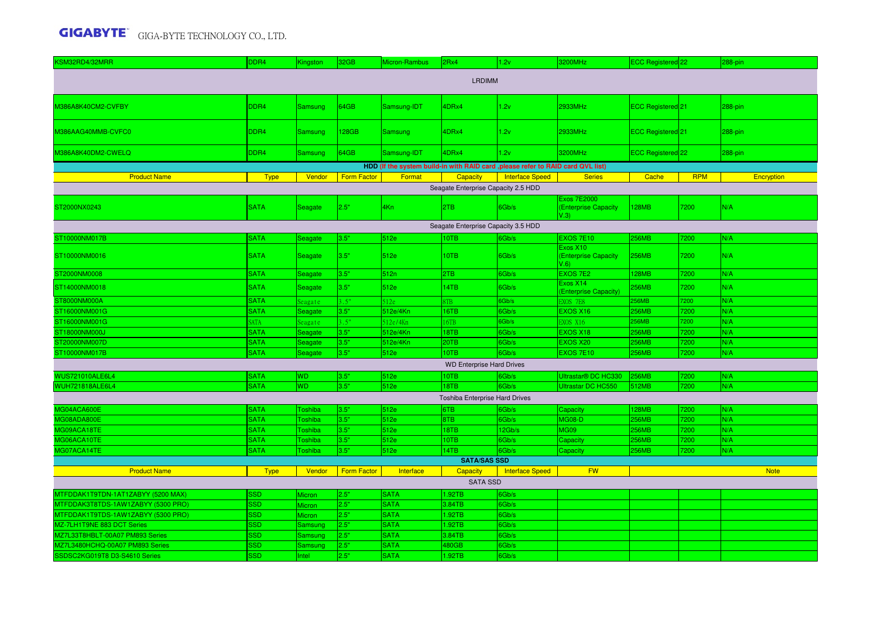| KSM32RD4/32MRR | DDR4 | Kingston | 32GB | Micron-Rambus | 2Rx4 | 1.2v | 3200MHz | ECC Registered | 22 | 288-pin |
|---|---|---|---|---|---|---|---|---|---|---|
| LRDIMM | | | | | | | | | | |
| M386A8K40CM2-CVFBY | DDR4 | Samsung | 64GB | Samsung-IDT | 4DRx4 | 1.2v | 2933MHz | ECC Registered | 21 | 288-pin |
| M386AAG40MMB-CVFC0 | DDR4 | Samsung | 128GB | Samsung | 4DRx4 | 1.2v | 2933MHz | ECC Registered | 21 | 288-pin |
| M386A8K40DM2-CWELQ | DDR4 | Samsung | 64GB | Samsung-IDT | 4DRx4 | 1.2v | 3200MHz | ECC Registered | 22 | 288-pin |

**HDD (If the system build-in with RAID card ,please refer to RAID card QVL list)**

| Product Name | Type | Vendor | Form Factor | Format | Capacity | Interface Speed | Series | Cache | RPM | Encryption |
|---|---|---|---|---|---|---|---|---|---|---|
| Seagate Enterprise Capacity 2.5 HDD | | | | | | | | | | |
| ST2000NX0243 | SATA | Seagate | 2.5" | 4Kn | 2TB | 6Gb/s | Exos 7E2000 (Enterprise Capacity V.3) | 128MB | 7200 | N/A |
| Seagate Enterprise Capacity 3.5 HDD | | | | | | | | | | |
| ST10000NM017B | SATA | Seagate | 3.5" | 512e | 10TB | 6Gb/s | EXOS 7E10 | 256MB | 7200 | N/A |
| ST10000NM0016 | SATA | Seagate | 3.5" | 512e | 10TB | 6Gb/s | Exos X10 (Enterprise Capacity V.6) | 256MB | 7200 | N/A |
| ST2000NM0008 | SATA | Seagate | 3.5" | 512n | 2TB | 6Gb/s | EXOS 7E2 | 128MB | 7200 | N/A |
| ST14000NM0018 | SATA | Seagate | 3.5" | 512e | 14TB | 6Gb/s | Exos X14 (Enterprise Capacity) | 256MB | 7200 | N/A |
| ST8000NM000A | SATA | Seagate | 3.5" | 512e | 8TB | 6Gb/s | EXOS 7E8 | 256MB | 7200 | N/A |
| ST16000NM001G | SATA | Seagate | 3.5" | 512e/4Kn | 16TB | 6Gb/s | EXOS X16 | 256MB | 7200 | N/A |
| ST16000NM001G | SATA | Seagate | 3.5" | 512e/4Kn | 16TB | 6Gb/s | EXOS X16 | 256MB | 7200 | N/A |
| ST18000NM000J | SATA | Seagate | 3.5" | 512e/4Kn | 18TB | 6Gb/s | EXOS X18 | 256MB | 7200 | N/A |
| ST20000NM007D | SATA | Seagate | 3.5" | 512e/4Kn | 20TB | 6Gb/s | EXOS X20 | 256MB | 7200 | N/A |
| ST10000NM017B | SATA | Seagate | 3.5" | 512e | 10TB | 6Gb/s | EXOS 7E10 | 256MB | 7200 | N/A |
| WD Enterprise Hard Drives | | | | | | | | | | |
| WUS721010ALE6L4 | SATA | WD | 3.5" | 512e | 10TB | 6Gb/s | Ultrastar® DC HC330 | 256MB | 7200 | N/A |
| WUH721818ALE6L4 | SATA | WD | 3.5" | 512e | 18TB | 6Gb/s | Ultrastar DC HC550 | 512MB | 7200 | N/A |
| Toshiba Enterprise Hard Drives | | | | | | | | | | |
| MG04ACA600E | SATA | Toshiba | 3.5" | 512e | 6TB | 6Gb/s | Capacity | 128MB | 7200 | N/A |
| MG08ADA800E | SATA | Toshiba | 3.5" | 512e | 8TB | 6Gb/s | MG08-D | 256MB | 7200 | N/A |
| MG09ACA18TE | SATA | Toshiba | 3.5" | 512e | 18TB | 12Gb/s | MG09 | 256MB | 7200 | N/A |
| MG06ACA10TE | SATA | Toshiba | 3.5" | 512e | 10TB | 6Gb/s | Capacity | 256MB | 7200 | N/A |
| MG07ACA14TE | SATA | Toshiba | 3.5" | 512e | 14TB | 6Gb/s | Capacity | 256MB | 7200 | N/A |

**SATA/SAS SSD**

| Product Name | Type | Vendor | Form Factor | Interface | Capacity | Interface Speed | FW | Note |
|---|---|---|---|---|---|---|---|---|
| SATA SSD | | | | | | | | |
| MTFDDAK1T9TDN-1AT1ZABYY (5200 MAX) | SSD | Micron | 2.5" | SATA | 1.92TB | 6Gb/s | | |
| MTFDDAK3T8TDS-1AW1ZABYY (5300 PRO) | SSD | Micron | 2.5" | SATA | 3.84TB | 6Gb/s | | |
| MTFDDAK1T9TDS-1AW1ZABYY (5300 PRO) | SSD | Micron | 2.5" | SATA | 1.92TB | 6Gb/s | | |
| MZ-7LH1T9NE 883 DCT Series | SSD | Samsung | 2.5" | SATA | 1.92TB | 6Gb/s | | |
| MZ7L33T8HBLT-00A07 PM893 Series | SSD | Samsung | 2.5" | SATA | 3.84TB | 6Gb/s | | |
| MZ7L3480HCHQ-00A07 PM893 Series | SSD | Samsung | 2.5" | SATA | 480GB | 6Gb/s | | |
| SSDSC2KG019T8 D3-S4610 Series | SSD | Intel | 2.5" | SATA | 1.92TB | 6Gb/s | | |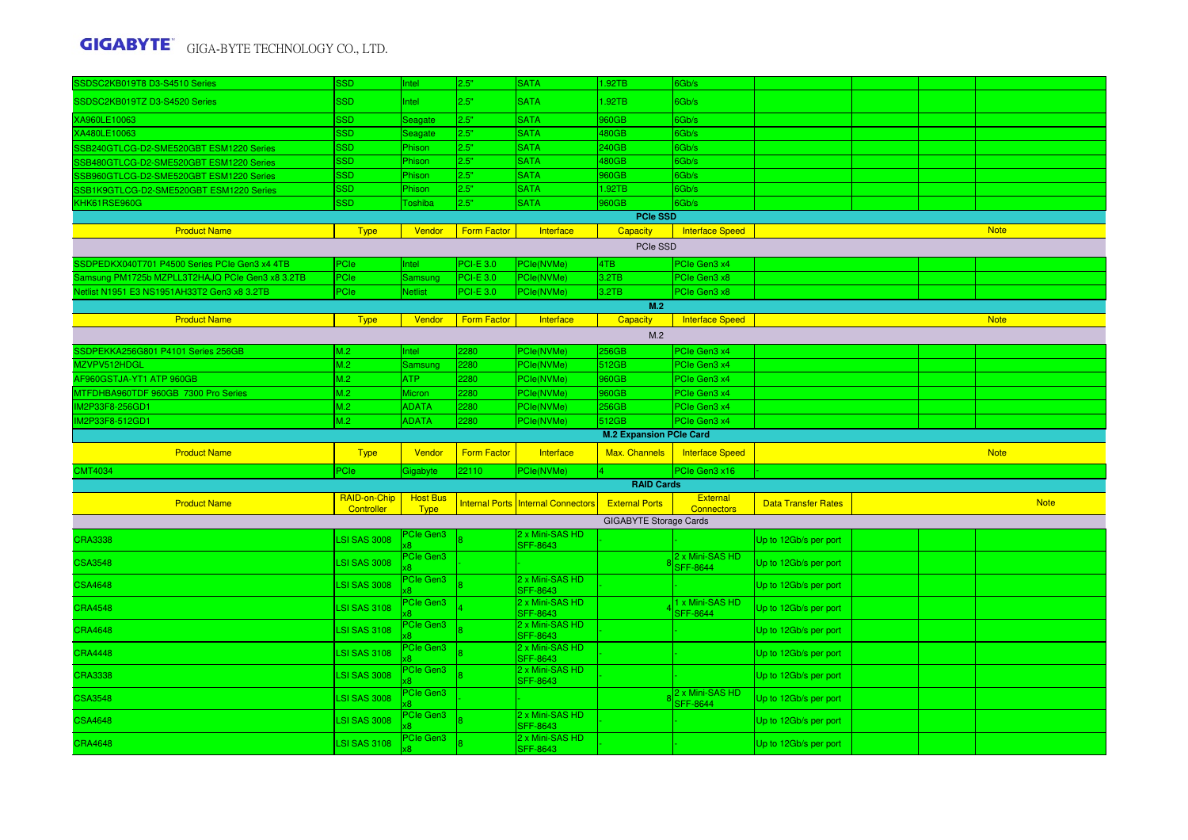| | | | | | | | | | | |
|---|---|---|---|---|---|---|---|---|---|---|
| SSDSC2KB019T8 D3-S4510 Series | SSD | Intel | 2.5" | SATA | 1.92TB | 6Gb/s | | | | |
| SSDSC2KB019TZ D3-S4520 Series | SSD | Intel | 2.5" | SATA | 1.92TB | 6Gb/s | | | | |
| XA960LE10063 | SSD | Seagate | 2.5" | SATA | 960GB | 6Gb/s | | | | |
| XA480LE10063 | SSD | Seagate | 2.5" | SATA | 480GB | 6Gb/s | | | | |
| SSB240GTLCG-D2-SME520GBT ESM1220 Series | SSD | Phison | 2.5" | SATA | 240GB | 6Gb/s | | | | |
| SSB480GTLCG-D2-SME520GBT ESM1220 Series | SSD | Phison | 2.5" | SATA | 480GB | 6Gb/s | | | | |
| SSB960GTLCG-D2-SME520GBT ESM1220 Series | SSD | Phison | 2.5" | SATA | 960GB | 6Gb/s | | | | |
| SSB1K9GTLCG-D2-SME520GBT ESM1220 Series | SSD | Phison | 2.5" | SATA | 1.92TB | 6Gb/s | | | | |
| KHK61RSE960G | SSD | Toshiba | 2.5" | SATA | 960GB | 6Gb/s | | | | |

## PCIe SSD

| Product Name | Type | Vendor | Form Factor | Interface | Capacity | Interface Speed | Note |
|---|---|---|---|---|---|---|---|
| **PCIe SSD** | | | | | | | |
| SSDPEDKX040T701 P4500 Series PCIe Gen3 x4 4TB | PCIe | Intel | PCI-E 3.0 | PCIe(NVMe) | 4TB | PCIe Gen3 x4 | |
| Samsung PM1725b MZPLL3T2HAJQ PCIe Gen3 x8 3.2TB | PCIe | Samsung | PCI-E 3.0 | PCIe(NVMe) | 3.2TB | PCIe Gen3 x8 | |
| Netlist N1951 E3 NS1951AH33T2 Gen3 x8 3.2TB | PCIe | Netlist | PCI-E 3.0 | PCIe(NVMe) | 3.2TB | PCIe Gen3 x8 | |

## M.2

| Product Name | Type | Vendor | Form Factor | Interface | Capacity | Interface Speed | Note |
|---|---|---|---|---|---|---|---|
| **M.2** | | | | | | | |
| SSDPEKKA256G801 P4101 Series 256GB | M.2 | Intel | 2280 | PCIe(NVMe) | 256GB | PCIe Gen3 x4 | |
| MZVPV512HDGL | M.2 | Samsung | 2280 | PCIe(NVMe) | 512GB | PCIe Gen3 x4 | |
| AF960GSTJA-YT1 ATP 960GB | M.2 | ATP | 2280 | PCIe(NVMe) | 960GB | PCIe Gen3 x4 | |
| MTFDHBA960TDF 960GB 7300 Pro Series | M.2 | Micron | 2280 | PCIe(NVMe) | 960GB | PCIe Gen3 x4 | |
| IM2P33F8-256GD1 | M.2 | ADATA | 2280 | PCIe(NVMe) | 256GB | PCIe Gen3 x4 | |
| IM2P33F8-512GD1 | M.2 | ADATA | 2280 | PCIe(NVMe) | 512GB | PCIe Gen3 x4 | |

## M.2 Expansion PCIe Card

| Product Name | Type | Vendor | Form Factor | Interface | Max. Channels | Interface Speed | Note |
|---|---|---|---|---|---|---|---|
| CMT4034 | PCIe | Gigabyte | 22110 | PCIe(NVMe) | 4 | PCIe Gen3 x16 | - |

## RAID Cards

| Product Name | RAID-on-Chip Controller | Host Bus Type | Internal Ports | Internal Connectors | External Ports | External Connectors | Data Transfer Rates | Note |
|---|---|---|---|---|---|---|---|---|
| **GIGABYTE Storage Cards** | | | | | | | | |
| CRA3338 | LSI SAS 3008 | PCIe Gen3 x8 | 8 | 2 x Mini-SAS HD SFF-8643 | - | - | Up to 12Gb/s per port | |
| CSA3548 | LSI SAS 3008 | PCIe Gen3 x8 | - | - | 8 | 2 x Mini-SAS HD SFF-8644 | Up to 12Gb/s per port | |
| CSA4648 | LSI SAS 3008 | PCIe Gen3 x8 | 8 | 2 x Mini-SAS HD SFF-8643 | - | - | Up to 12Gb/s per port | |
| CRA4548 | LSI SAS 3108 | PCIe Gen3 x8 | 4 | 2 x Mini-SAS HD SFF-8643 | 4 | 1 x Mini-SAS HD SFF-8644 | Up to 12Gb/s per port | |
| CRA4648 | LSI SAS 3108 | PCIe Gen3 x8 | 8 | 2 x Mini-SAS HD SFF-8643 | - | - | Up to 12Gb/s per port | |
| CRA4448 | LSI SAS 3108 | PCIe Gen3 x8 | 8 | 2 x Mini-SAS HD SFF-8643 | - | - | Up to 12Gb/s per port | |
| CRA3338 | LSI SAS 3008 | PCIe Gen3 x8 | 8 | 2 x Mini-SAS HD SFF-8643 | - | - | Up to 12Gb/s per port | |
| CSA3548 | LSI SAS 3008 | PCIe Gen3 x8 | | | 8 | 2 x Mini-SAS HD SFF-8644 | Up to 12Gb/s per port | |
| CSA4648 | LSI SAS 3008 | PCIe Gen3 x8 | 8 | 2 x Mini-SAS HD SFF-8643 | - | - | Up to 12Gb/s per port | |
| CRA4648 | LSI SAS 3108 | PCIe Gen3 x8 | 8 | 2 x Mini-SAS HD SFF-8643 | - | - | Up to 12Gb/s per port | |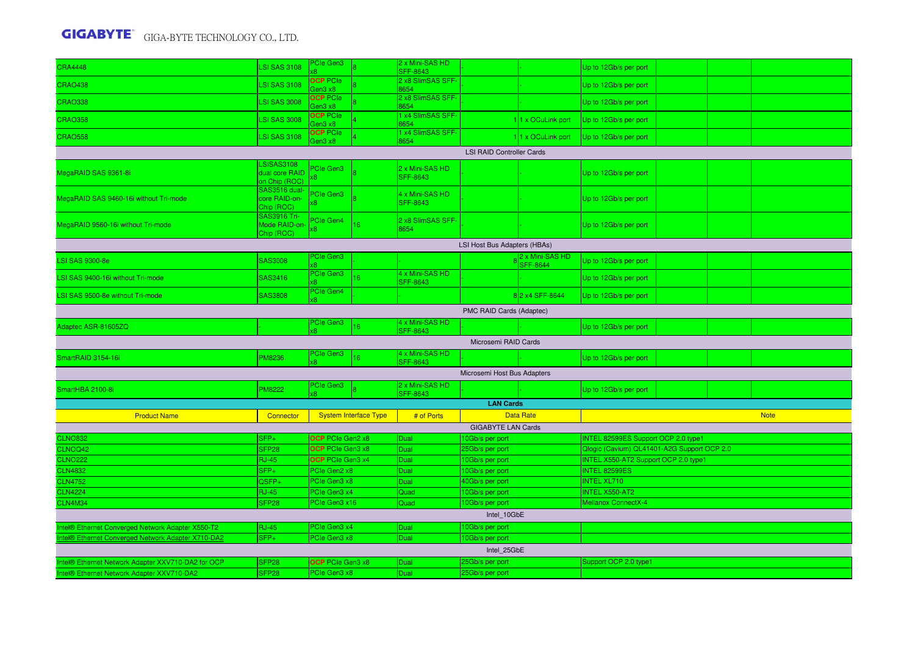| | | | | | | | | | | | |
|---|---|---|---|---|---|---|---|---|---|---|---|
| CRA4448 | LSI SAS 3108 | PCIe Gen3 x8 | 8 | 2 x Mini-SAS HD SFF-8643 | - | - | Up to 12Gb/s per port | | | | |
| CRAO438 | LSI SAS 3108 | OCP PCIe Gen3 x8 | 8 | 2 x8 SlimSAS SFF-8654 | - | - | Up to 12Gb/s per port | | | | |
| CRAO338 | LSI SAS 3008 | OCP PCIe Gen3 x8 | 8 | 2 x8 SlimSAS SFF-8654 | - | - | Up to 12Gb/s per port | | | | |
| CRAO358 | LSI SAS 3008 | OCP PCIe Gen3 x8 | 4 | 1 x4 SlimSAS SFF-8654 | 1 | 1 x OCuLink port | Up to 12Gb/s per port | | | | |
| CRAO558 | LSI SAS 3108 | OCP PCIe Gen3 x8 | 4 | 1 x4 SlimSAS SFF-8654 | 1 | 1 x OCuLink port | Up to 12Gb/s per port | | | | |
| LSI RAID Controller Cards | | | | | | | | | | | |
| MegaRAID SAS 9361-8i | LSISAS3108 dual core RAID on Chip (ROC) | PCIe Gen3 x8 | 8 | 2 x Mini-SAS HD SFF-8643 | - | - | Up to 12Gb/s per port | | | | |
| MegaRAID SAS 9460-16i without Tri-mode | SAS3516 dual-core RAID-on-Chip (ROC) | PCIe Gen3 x8 | 8 | 4 x Mini-SAS HD SFF-8643 | - | - | Up to 12Gb/s per port | | | | |
| MegaRAID 9560-16i without Tri-mode | SAS3916 Tri-Mode RAID-on-Chip (ROC) | PCIe Gen4 x8 | 16 | 2 x8 SlimSAS SFF-8654 | - | - | Up to 12Gb/s per port | | | | |
| LSI Host Bus Adapters (HBAs) | | | | | | | | | | | |
| LSI SAS 9300-8e | SAS3008 | PCIe Gen3 x8 | - | - | 8 | 2 x Mini-SAS HD SFF-8644 | Up to 12Gb/s per port | | | | |
| LSI SAS 9400-16i without Tri-mode | SAS3416 | PCIe Gen3 x8 | 16 | 4 x Mini-SAS HD SFF-8643 | - | - | Up to 12Gb/s per port | | | | |
| LSI SAS 9500-8e without Tri-mode | SAS3808 | PCIe Gen4 x8 | - | - | 8 | 2 x4 SFF-8644 | Up to 12Gb/s per port | | | | |
| PMC RAID Cards (Adaptec) | | | | | | | | | | | |
| Adaptec ASR-81605ZQ | - | PCIe Gen3 x8 | 16 | 4 x Mini-SAS HD SFF-8643 | - | - | Up to 12Gb/s per port | | | | |
| Microsemi RAID Cards | | | | | | | | | | | |
| SmartRAID 3154-16i | PM8236 | PCIe Gen3 x8 | 16 | 4 x Mini-SAS HD SFF-8643 | - | - | Up to 12Gb/s per port | | | | |
| Microsemi Host Bus Adapters | | | | | | | | | | | |
| SmartHBA 2100-8i | PM8222 | PCIe Gen3 x8 | 8 | 2 x Mini-SAS HD SFF-8643 | - | - | Up to 12Gb/s per port | | | | |

**LAN Cards**

| Product Name | Connector | System Interface Type | # of Ports | Data Rate | Note |
|---|---|---|---|---|---|
| GIGABYTE LAN Cards | | | | | |
| CLNO832 | SFP+ | OCP PCIe Gen2 x8 | Dual | 10Gb/s per port | INTEL 82599ES Support OCP 2.0 type1 |
| CLNOQ42 | SFP28 | OCP PCIe Gen3 x8 | Dual | 25Gb/s per port | Qlogic (Cavium) QL41401-A2G Support OCP 2.0 |
| CLNO222 | RJ-45 | OCP PCIe Gen3 x4 | Dual | 10Gb/s per port | INTEL X550-AT2 Support OCP 2.0 type1 |
| CLN4832 | SFP+ | PCIe Gen2 x8 | Dual | 10Gb/s per port | INTEL 82599ES |
| CLN4752 | QSFP+ | PCIe Gen3 x8 | Dual | 40Gb/s per port | INTEL XL710 |
| CLN4224 | RJ-45 | PCIe Gen3 x4 | Quad | 10Gb/s per port | INTEL X550-AT2 |
| CLN4M34 | SFP28 | PCIe Gen3 x16 | Quad | 10Gb/s per port | Mellanox ConnectX-4 |
| Intel_10GbE | | | | | |
| Intel® Ethernet Converged Network Adapter X550-T2 | RJ-45 | PCIe Gen3 x4 | Dual | 10Gb/s per port | |
| Intel® Ethernet Converged Network Adapter X710-DA2 | SFP+ | PCIe Gen3 x8 | Dual | 10Gb/s per port | |
| Intel_25GbE | | | | | |
| Intel® Ethernet Network Adapter XXV710-DA2 for OCP | SFP28 | OCP PCIe Gen3 x8 | Dual | 25Gb/s per port | Support OCP 2.0 type1 |
| Intel® Ethernet Network Adapter XXV710-DA2 | SFP28 | PCIe Gen3 x8 | Dual | 25Gb/s per port | |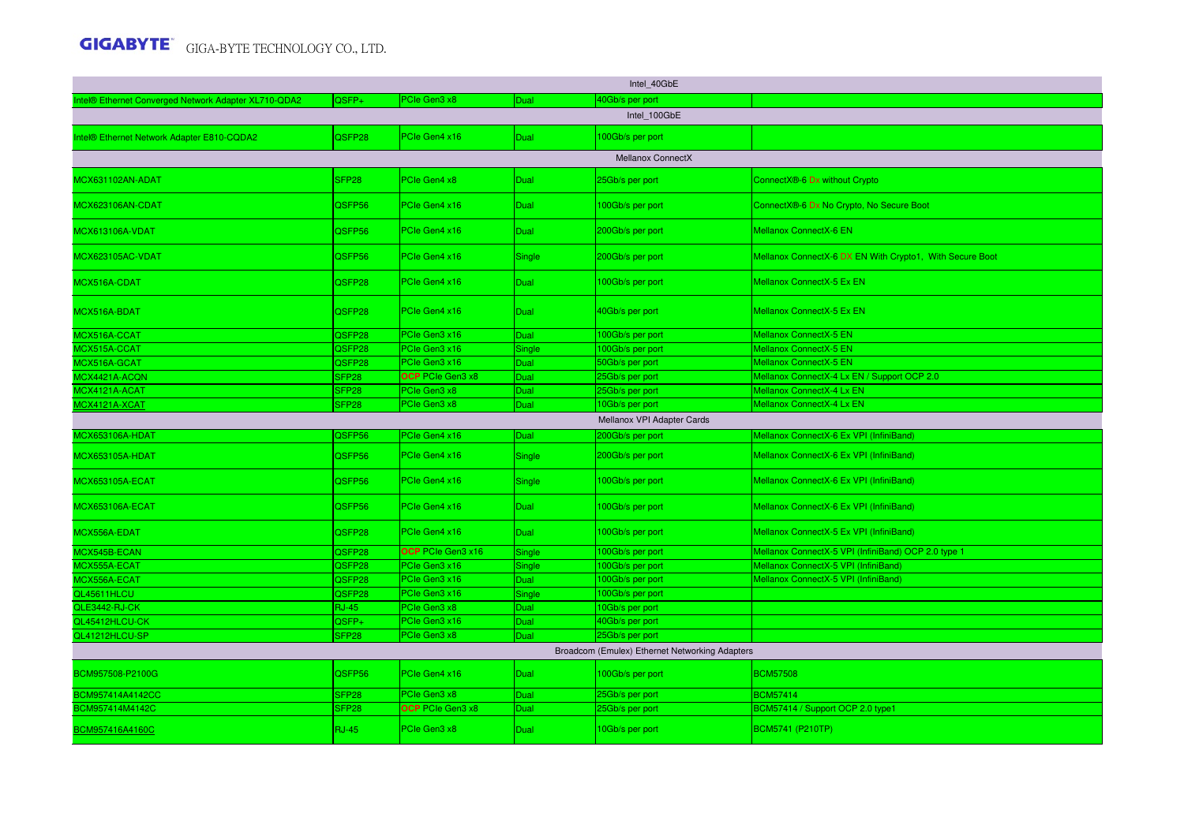| | | | | | |
|---|---|---|---|---|---|
| Intel_40GbE | | | | | |
| Intel® Ethernet Converged Network Adapter XL710-QDA2 | QSFP+ | PCIe Gen3 x8 | Dual | 40Gb/s per port | |
| Intel_100GbE | | | | | |
| Intel® Ethernet Network Adapter E810-CQDA2 | QSFP28 | PCIe Gen4 x16 | Dual | 100Gb/s per port | |
| Mellanox ConnectX | | | | | |
| MCX631102AN-ADAT | SFP28 | PCIe Gen4 x8 | Dual | 25Gb/s per port | ConnectX®-6 Dx without Crypto |
| MCX623106AN-CDAT | QSFP56 | PCIe Gen4 x16 | Dual | 100Gb/s per port | ConnectX®-6 Dx No Crypto, No Secure Boot |
| MCX613106A-VDAT | QSFP56 | PCIe Gen4 x16 | Dual | 200Gb/s per port | Mellanox ConnectX-6 EN |
| MCX623105AC-VDAT | QSFP56 | PCIe Gen4 x16 | Single | 200Gb/s per port | Mellanox ConnectX-6 DX EN With Crypto1, With Secure Boot |
| MCX516A-CDAT | QSFP28 | PCIe Gen4 x16 | Dual | 100Gb/s per port | Mellanox ConnectX-5 Ex EN |
| MCX516A-BDAT | QSFP28 | PCIe Gen4 x16 | Dual | 40Gb/s per port | Mellanox ConnectX-5 Ex EN |
| MCX516A-CCAT | QSFP28 | PCIe Gen3 x16 | Dual | 100Gb/s per port | Mellanox ConnectX-5 EN |
| MCX515A-CCAT | QSFP28 | PCIe Gen3 x16 | Single | 100Gb/s per port | Mellanox ConnectX-5 EN |
| MCX516A-GCAT | QSFP28 | PCIe Gen3 x16 | Dual | 50Gb/s per port | Mellanox ConnectX-5 EN |
| MCX4421A-ACQN | SFP28 | OCP PCIe Gen3 x8 | Dual | 25Gb/s per port | Mellanox ConnectX-4 Lx EN / Support OCP 2.0 |
| MCX4121A-ACAT | SFP28 | PCIe Gen3 x8 | Dual | 25Gb/s per port | Mellanox ConnectX-4 Lx EN |
| MCX4121A-XCAT | SFP28 | PCIe Gen3 x8 | Dual | 10Gb/s per port | Mellanox ConnectX-4 Lx EN |
| Mellanox VPI Adapter Cards | | | | | |
| MCX653106A-HDAT | QSFP56 | PCIe Gen4 x16 | Dual | 200Gb/s per port | Mellanox ConnectX-6 Ex VPI (InfiniBand) |
| MCX653105A-HDAT | QSFP56 | PCIe Gen4 x16 | Single | 200Gb/s per port | Mellanox ConnectX-6 Ex VPI (InfiniBand) |
| MCX653105A-ECAT | QSFP56 | PCIe Gen4 x16 | Single | 100Gb/s per port | Mellanox ConnectX-6 Ex VPI (InfiniBand) |
| MCX653106A-ECAT | QSFP56 | PCIe Gen4 x16 | Dual | 100Gb/s per port | Mellanox ConnectX-6 Ex VPI (InfiniBand) |
| MCX556A-EDAT | QSFP28 | PCIe Gen4 x16 | Dual | 100Gb/s per port | Mellanox ConnectX-5 Ex VPI (InfiniBand) |
| MCX545B-ECAN | QSFP28 | OCP PCIe Gen3 x16 | Single | 100Gb/s per port | Mellanox ConnectX-5 VPI (InfiniBand) OCP 2.0 type 1 |
| MCX555A-ECAT | QSFP28 | PCIe Gen3 x16 | Single | 100Gb/s per port | Mellanox ConnectX-5 VPI (InfiniBand) |
| MCX556A-ECAT | QSFP28 | PCIe Gen3 x16 | Dual | 100Gb/s per port | Mellanox ConnectX-5 VPI (InfiniBand) |
| QL45611HLCU | QSFP28 | PCIe Gen3 x16 | Single | 100Gb/s per port | |
| QLE3442-RJ-CK | RJ-45 | PCIe Gen3 x8 | Dual | 10Gb/s per port | |
| QL45412HLCU-CK | QSFP+ | PCIe Gen3 x16 | Dual | 40Gb/s per port | |
| QL41212HLCU-SP | SFP28 | PCIe Gen3 x8 | Dual | 25Gb/s per port | |
| Broadcom (Emulex) Ethernet Networking Adapters | | | | | |
| BCM957508-P2100G | QSFP56 | PCIe Gen4 x16 | Dual | 100Gb/s per port | BCM57508 |
| BCM957414A4142CC | SFP28 | PCIe Gen3 x8 | Dual | 25Gb/s per port | BCM57414 |
| BCM957414M4142C | SFP28 | OCP PCIe Gen3 x8 | Dual | 25Gb/s per port | BCM57414 / Support OCP 2.0 type1 |
| BCM957416A4160C | RJ-45 | PCIe Gen3 x8 | Dual | 10Gb/s per port | BCM5741 (P210TP) |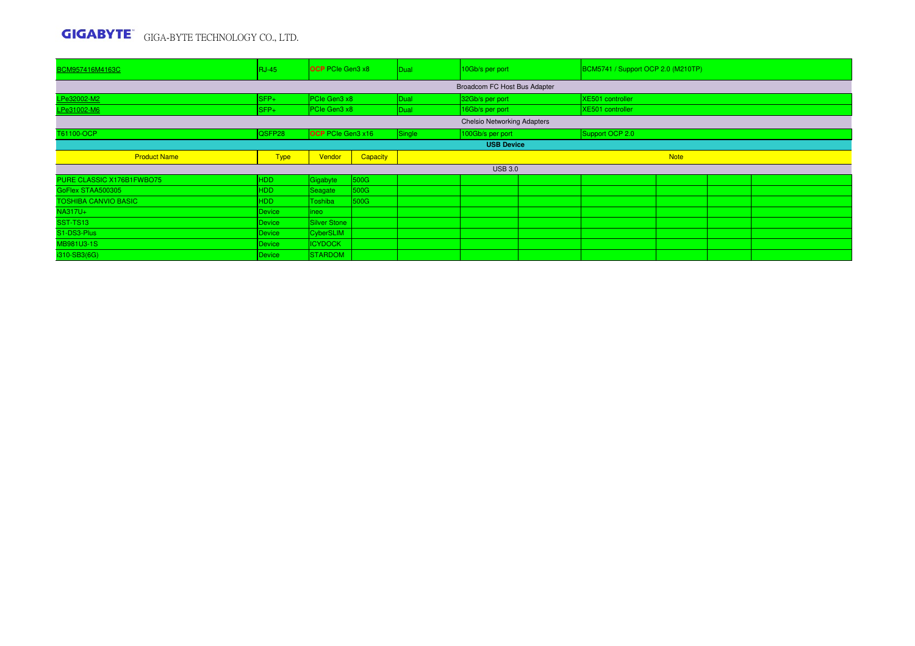| | | | | | | |
|---|---|---|---|---|---|---|
| BCM957416M4163C | RJ-45 | OCP PCIe Gen3 x8 | | Dual | 10Gb/s per port | BCM5741 / Support OCP 2.0 (M210TP) |
| Broadcom FC Host Bus Adapter | | | | | | |
| LPe32002-M2 | SFP+ | PCIe Gen3 x8 | | Dual | 32Gb/s per port | XE501 controller |
| LPe31002-M6 | SFP+ | PCIe Gen3 x8 | | Dual | 16Gb/s per port | XE501 controller |
| Chelsio Networking Adapters | | | | | | |
| T61100-OCP | QSFP28 | OCP PCIe Gen3 x16 | | Single | 100Gb/s per port | Support OCP 2.0 |
| **USB Device** | | | | | | |
| Product Name | Type | Vendor | Capacity | Note | | |
| USB 3.0 | | | | | | |
| PURE CLASSIC X176B1FWBO75 | HDD | Gigabyte | 500G | | | |
| GoFlex STAA500305 | HDD | Seagate | 500G | | | |
| TOSHIBA CANVIO BASIC | HDD | Toshiba | 500G | | | |
| NA317U+ | Device | ineo | | | | |
| SST-TS13 | Device | Silver Stone | | | | |
| S1-DS3-Plus | Device | CyberSLIM | | | | |
| MB981U3-1S | Device | ICYDOCK | | | | |
| i310-SB3(6G) | Device | STARDOM | | | | |